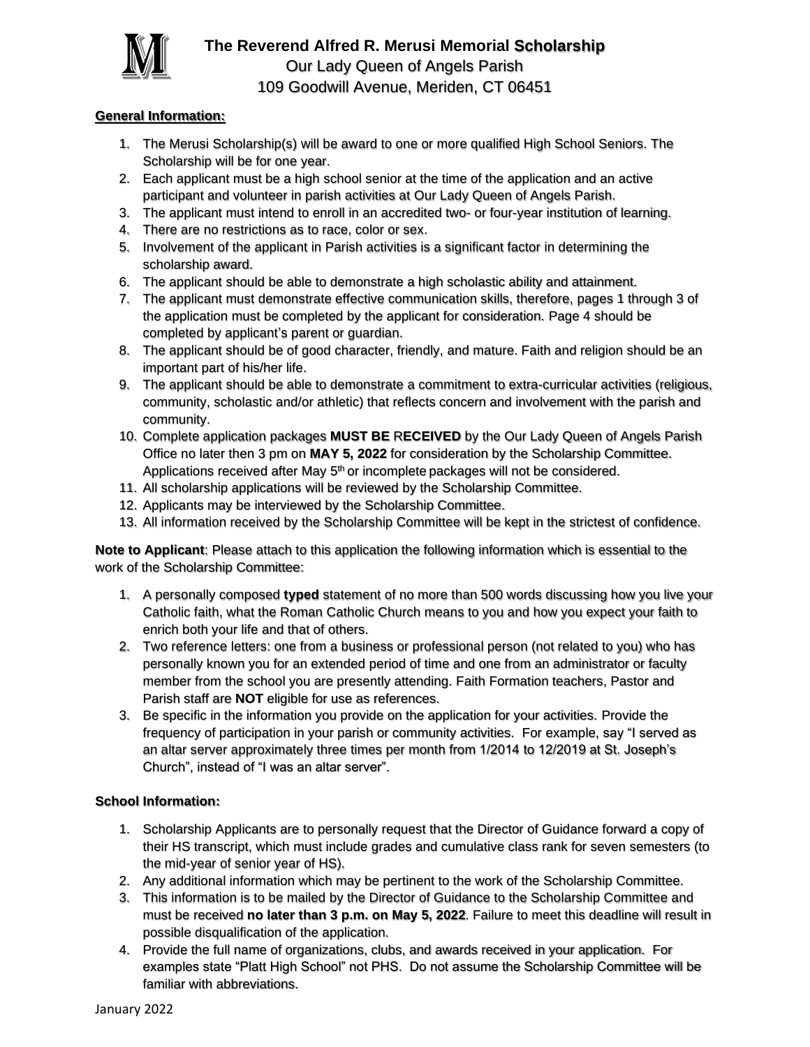# The Reverend Alfred R. Merusi Memorial **Scholarship**

Our Lady Queen of Angels Parish
109 Goodwill Avenue, Meriden, CT 06451

**General Information:**

1. The Merusi Scholarship(s) will be award to one or more qualified High School Seniors. The Scholarship will be for one year.
2. Each applicant must be a high school senior at the time of the application and an active participant and volunteer in parish activities at Our Lady Queen of Angels Parish.
3. The applicant must intend to enroll in an accredited two- or four-year institution of learning.
4. There are no restrictions as to race, color or sex.
5. Involvement of the applicant in Parish activities is a significant factor in determining the scholarship award.
6. The applicant should be able to demonstrate a high scholastic ability and attainment.
7. The applicant must demonstrate effective communication skills, therefore, pages 1 through 3 of the application must be completed by the applicant for consideration. Page 4 should be completed by applicant's parent or guardian.
8. The applicant should be of good character, friendly, and mature. Faith and religion should be an important part of his/her life.
9. The applicant should be able to demonstrate a commitment to extra-curricular activities (religious, community, scholastic and/or athletic) that reflects concern and involvement with the parish and community.
10. Complete application packages **MUST BE RECEIVED** by the Our Lady Queen of Angels Parish Office no later then 3 pm on **MAY 5, 2022** for consideration by the Scholarship Committee. Applications received after May 5th or incomplete packages will not be considered.
11. All scholarship applications will be reviewed by the Scholarship Committee.
12. Applicants may be interviewed by the Scholarship Committee.
13. All information received by the Scholarship Committee will be kept in the strictest of confidence.

**Note to Applicant**: Please attach to this application the following information which is essential to the work of the Scholarship Committee:

1. A personally composed **typed** statement of no more than 500 words discussing how you live your Catholic faith, what the Roman Catholic Church means to you and how you expect your faith to enrich both your life and that of others.
2. Two reference letters: one from a business or professional person (not related to you) who has personally known you for an extended period of time and one from an administrator or faculty member from the school you are presently attending. Faith Formation teachers, Pastor and Parish staff are **NOT** eligible for use as references.
3. Be specific in the information you provide on the application for your activities. Provide the frequency of participation in your parish or community activities. For example, say "I served as an altar server approximately three times per month from 1/2014 to 12/2019 at St. Joseph's Church", instead of "I was an altar server".

**School Information:**

1. Scholarship Applicants are to personally request that the Director of Guidance forward a copy of their HS transcript, which must include grades and cumulative class rank for seven semesters (to the mid-year of senior year of HS).
2. Any additional information which may be pertinent to the work of the Scholarship Committee.
3. This information is to be mailed by the Director of Guidance to the Scholarship Committee and must be received **no later than 3 p.m. on May 5, 2022**. Failure to meet this deadline will result in possible disqualification of the application.
4. Provide the full name of organizations, clubs, and awards received in your application. For examples state "Platt High School" not PHS. Do not assume the Scholarship Committee will be familiar with abbreviations.

January 2022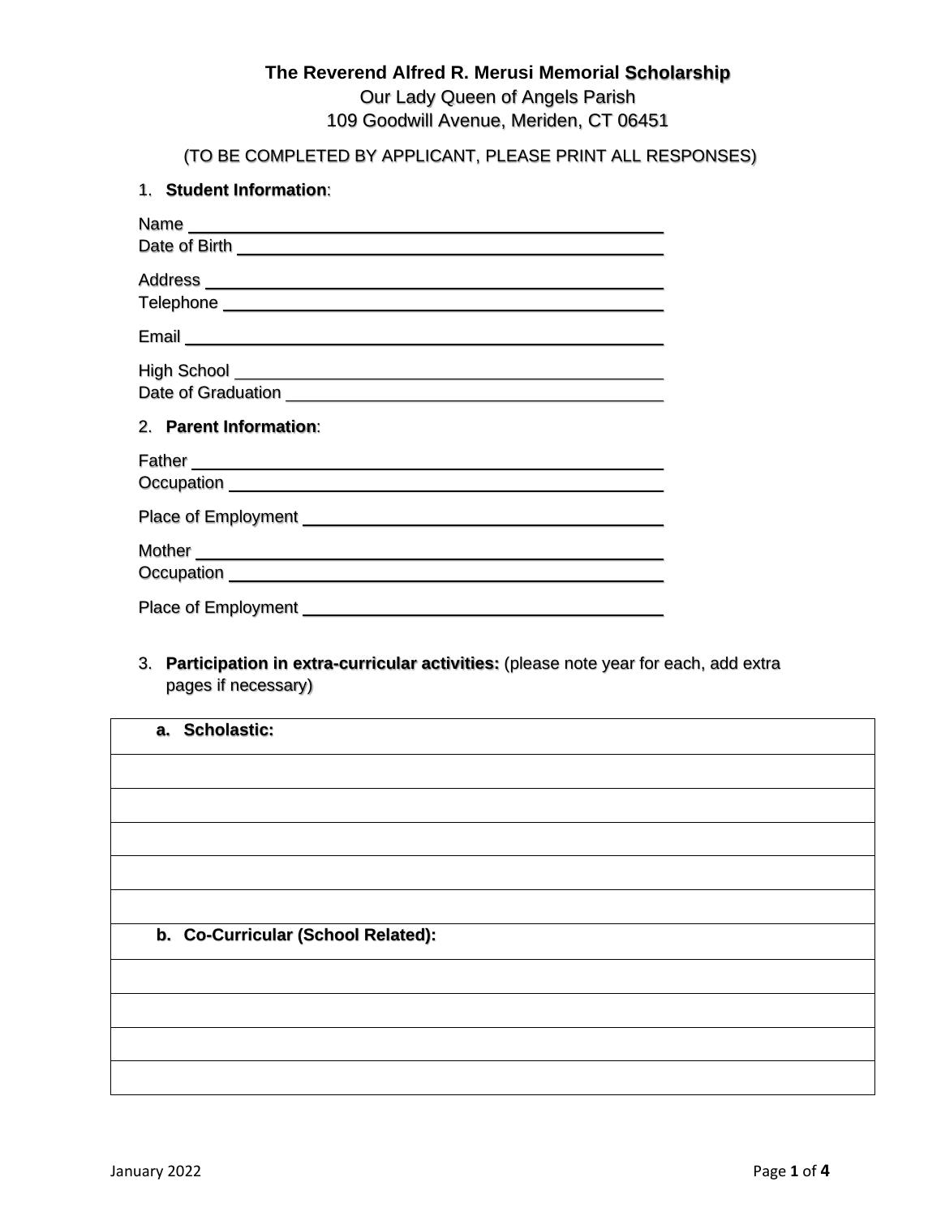# The Reverend Alfred R. Merusi Memorial **Scholarship**

Our Lady Queen of Angels Parish
109 Goodwill Avenue, Meriden, CT 06451

(TO BE COMPLETED BY APPLICANT, PLEASE PRINT ALL RESPONSES)

1. **Student Information**:

Name \_\_\_\_\_\_\_\_\_\_\_\_\_\_\_\_\_\_\_\_\_\_\_\_\_\_\_\_\_\_\_\_\_\_\_\_\_\_\_\_
Date of Birth \_\_\_\_\_\_\_\_\_\_\_\_\_\_\_\_\_\_\_\_\_\_\_\_\_\_\_\_\_\_\_\_\_\_\_\_

Address \_\_\_\_\_\_\_\_\_\_\_\_\_\_\_\_\_\_\_\_\_\_\_\_\_\_\_\_\_\_\_\_\_\_\_\_\_\_
Telephone \_\_\_\_\_\_\_\_\_\_\_\_\_\_\_\_\_\_\_\_\_\_\_\_\_\_\_\_\_\_\_\_\_\_\_\_\_

Email \_\_\_\_\_\_\_\_\_\_\_\_\_\_\_\_\_\_\_\_\_\_\_\_\_\_\_\_\_\_\_\_\_\_\_\_\_\_\_\_

High School \_\_\_\_\_\_\_\_\_\_\_\_\_\_\_\_\_\_\_\_\_\_\_\_\_\_\_\_\_\_\_\_\_\_\_\_
Date of Graduation \_\_\_\_\_\_\_\_\_\_\_\_\_\_\_\_\_\_\_\_\_\_\_\_\_\_\_\_\_\_\_

2. **Parent Information**:

Father \_\_\_\_\_\_\_\_\_\_\_\_\_\_\_\_\_\_\_\_\_\_\_\_\_\_\_\_\_\_\_\_\_\_\_\_\_\_\_
Occupation \_\_\_\_\_\_\_\_\_\_\_\_\_\_\_\_\_\_\_\_\_\_\_\_\_\_\_\_\_\_\_\_\_\_\_\_

Place of Employment \_\_\_\_\_\_\_\_\_\_\_\_\_\_\_\_\_\_\_\_\_\_\_\_\_\_\_\_\_\_

Mother \_\_\_\_\_\_\_\_\_\_\_\_\_\_\_\_\_\_\_\_\_\_\_\_\_\_\_\_\_\_\_\_\_\_\_\_\_\_\_
Occupation \_\_\_\_\_\_\_\_\_\_\_\_\_\_\_\_\_\_\_\_\_\_\_\_\_\_\_\_\_\_\_\_\_\_\_\_

Place of Employment \_\_\_\_\_\_\_\_\_\_\_\_\_\_\_\_\_\_\_\_\_\_\_\_\_\_\_\_\_\_

3. **Participation in extra-curricular activities:** (please note year for each, add extra pages if necessary)

| **a. Scholastic:** |
|---|
| |
| |
| |
| |
| |
| **b. Co-Curricular (School Related):** |
| |
| |
| |
| |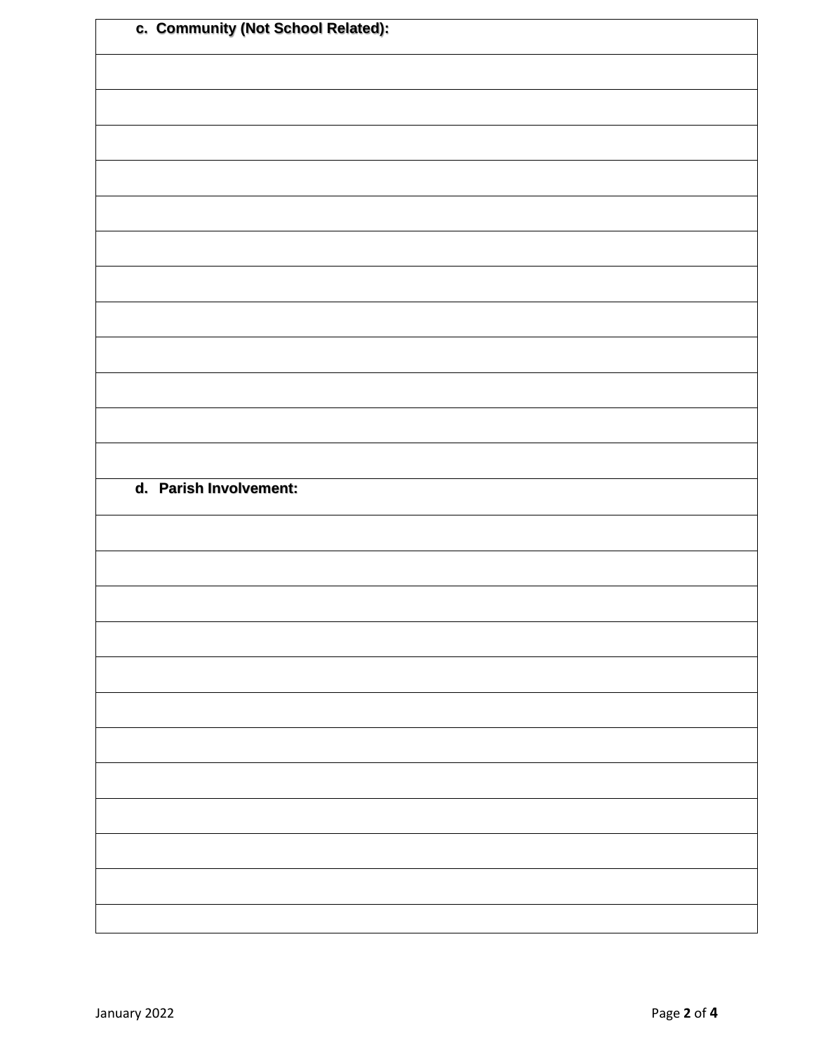| **c. Community (Not School Related):** |
| --- |
| |
| |
| |
| |
| |
| |
| |
| |
| |
| |
| |
| |
| **d. Parish Involvement:** |
| |
| |
| |
| |
| |
| |
| |
| |
| |
| |
| |
| |

January 2022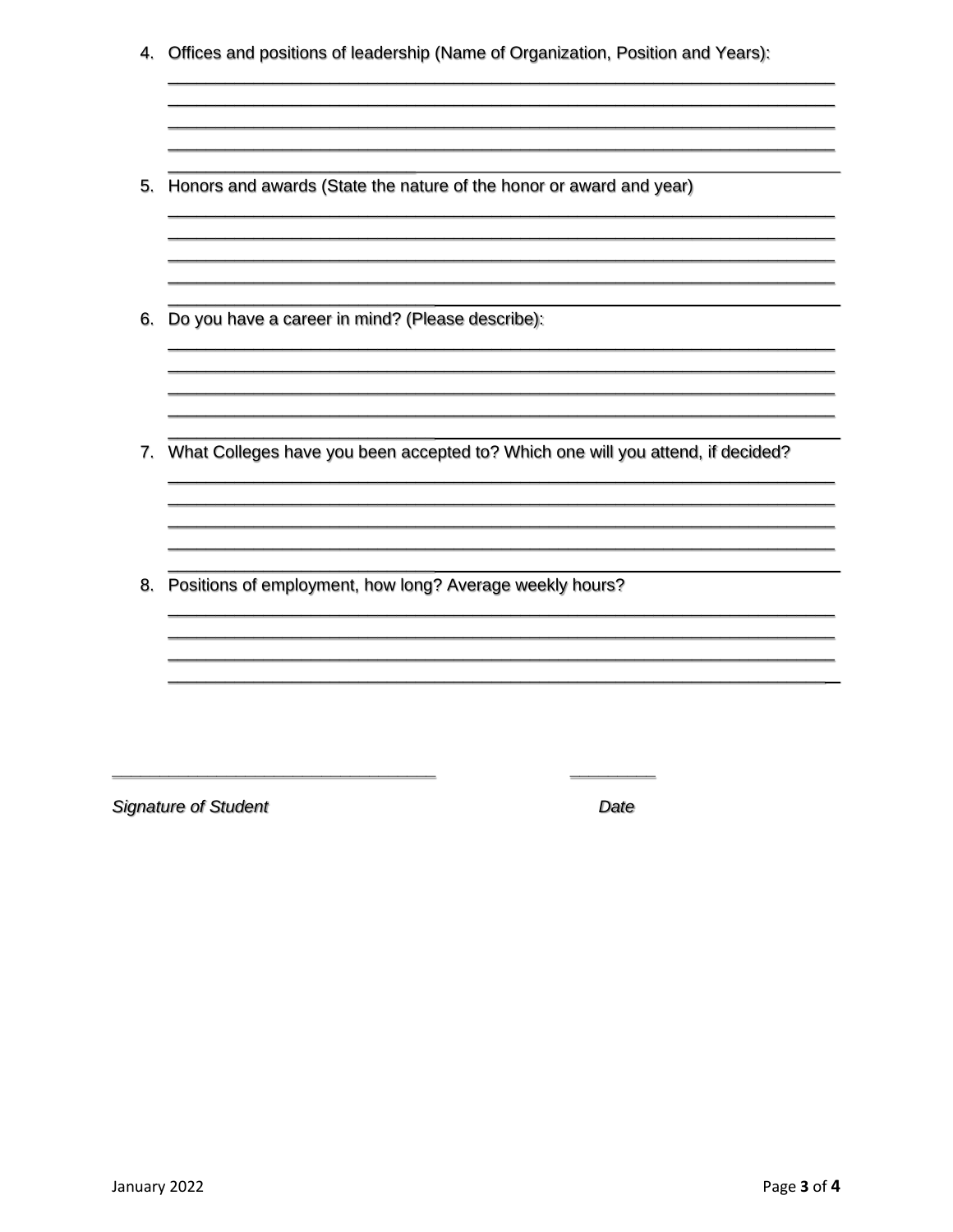4. Offices and positions of leadership (Name of Organization, Position and Years):

_______________________________________________________________________
_______________________________________________________________________
_______________________________________________________________________
_______________________________________________________________________
_______________________________________________________________________

5. Honors and awards (State the nature of the honor or award and year)

_______________________________________________________________________
_______________________________________________________________________
_______________________________________________________________________
_______________________________________________________________________
_______________________________________________________________________

6. Do you have a career in mind? (Please describe):

_______________________________________________________________________
_______________________________________________________________________
_______________________________________________________________________
_______________________________________________________________________
_______________________________________________________________________

7. What Colleges have you been accepted to? Which one will you attend, if decided?

_______________________________________________________________________
_______________________________________________________________________
_______________________________________________________________________
_______________________________________________________________________
_______________________________________________________________________

8. Positions of employment, how long? Average weekly hours?

_______________________________________________________________________
_______________________________________________________________________
_______________________________________________________________________
_______________________________________________________________________

______________________________ ________

*Signature of Student* *Date*

January 2022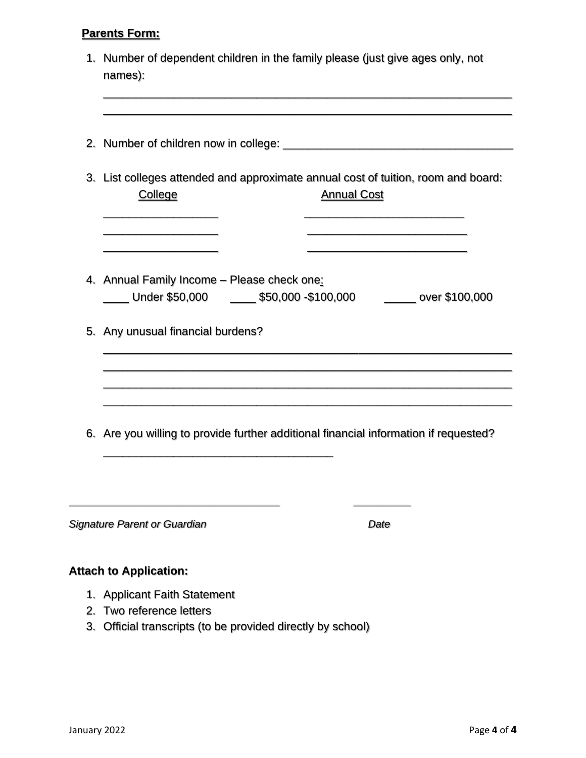**Parents Form:**

1. Number of dependent children in the family please (just give ages only, not names):

   ________________________________________________________________

   ________________________________________________________________

2. Number of children now in college: ______________________________

3. List colleges attended and approximate annual cost of tuition, room and board:

| College | Annual Cost |
| --- | --- |
| __________________ | _________________________ |
| __________________ | _________________________ |
| __________________ | _________________________ |

4. Annual Family Income – Please check one:

   ____ Under $50,000     ____ $50,000 -$100,000     _____ over $100,000

5. Any unusual financial burdens?

   ________________________________________________________________

   ________________________________________________________________

   ________________________________________________________________

   ________________________________________________________________

6. Are you willing to provide further additional financial information if requested?

   ____________________________________

_________________________________     _________

*Signature Parent or Guardian*     *Date*

**Attach to Application:**

1. Applicant Faith Statement
2. Two reference letters
3. Official transcripts (to be provided directly by school)

January 2022